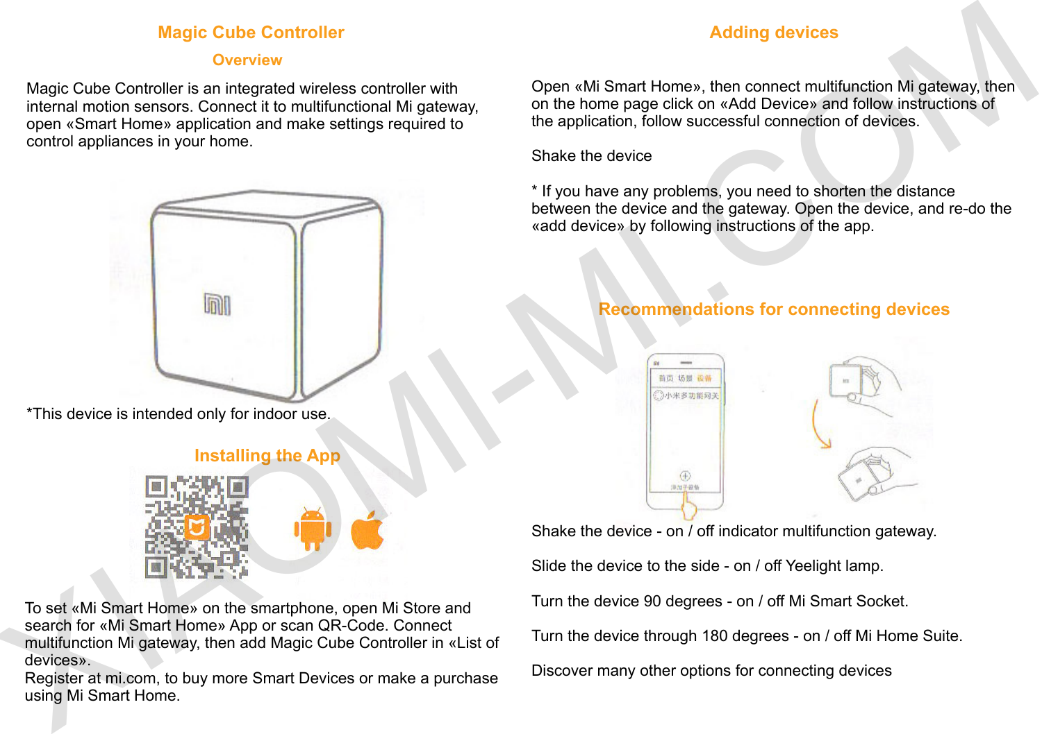# Magic Cube Controller

## Overview

Magic Cube Controller is an integrated wireless controller with internal motion sensors. Connect it to multifunctional Mi gateway, open «Smart Home» application and make settings required to control appliances in your home.

*This device is intended only for indoor use.

## Installing the App

To set «Mi Smart Home» on the smartphone, open Mi Store and search for «Mi Smart Home» App or scan QR-Code. Connect multifunction Mi gateway, then add Magic Cube Controller in «List of devices».
Register at mi.com, to buy more Smart Devices or make a purchase using Mi Smart Home.

## Adding devices

Open «Mi Smart Home», then connect multifunction Mi gateway, then on the home page click on «Add Device» and follow instructions of the application, follow successful connection of devices.

Shake the device

* If you have any problems, you need to shorten the distance between the device and the gateway. Open the device, and re-do the «add device» by following instructions of the app.

## Recommendations for connecting devices

Shake the device - on / off indicator multifunction gateway.

Slide the device to the side - on / off Yeelight lamp.

Turn the device 90 degrees - on / off Mi Smart Socket.

Turn the device through 180 degrees - on / off Mi Home Suite.

Discover many other options for connecting devices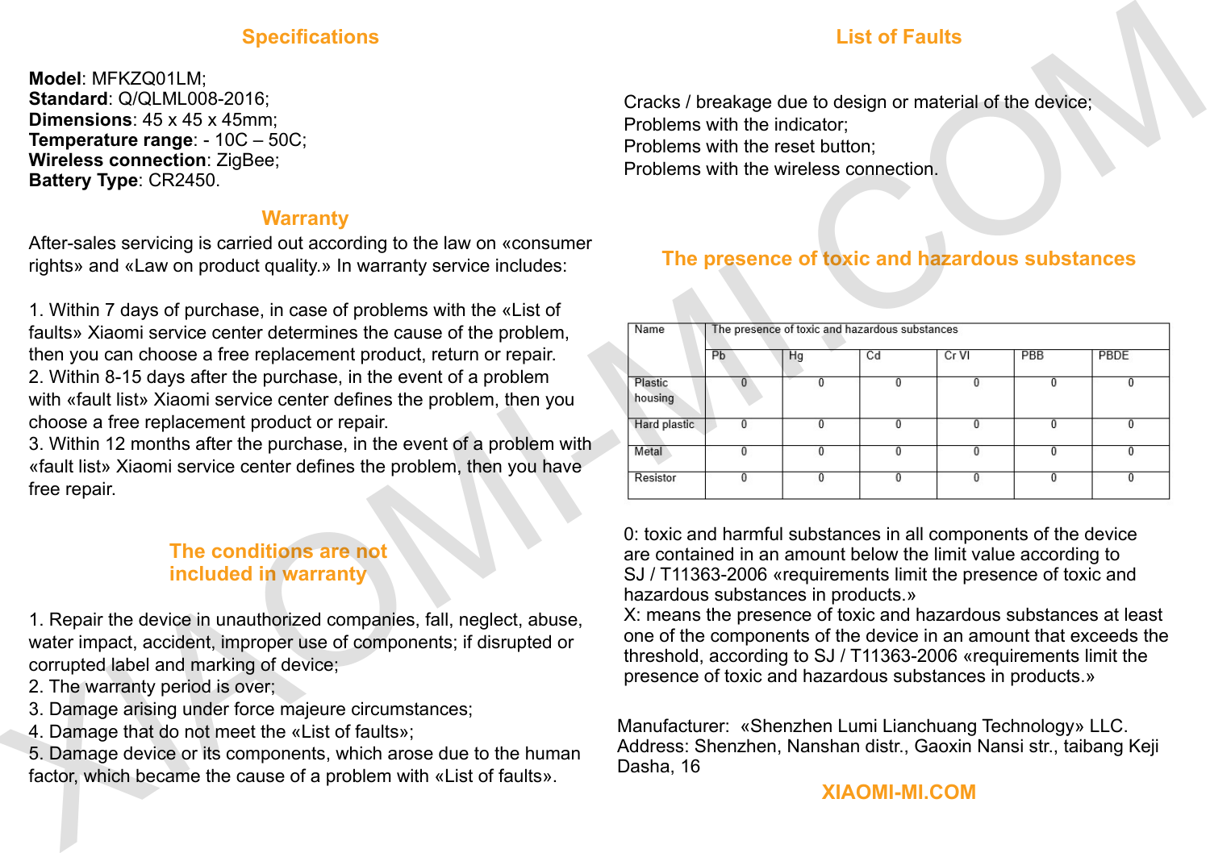## Specifications

**Model**: MFKZQ01LM;
**Standard**: Q/QLML008-2016;
**Dimensions**: 45 x 45 x 45mm;
**Temperature range**: - 10C – 50C;
**Wireless connection**: ZigBee;
**Battery Type**: CR2450.

## Warranty

After-sales servicing is carried out according to the law on «consumer rights» and «Law on product quality.» In warranty service includes:

1. Within 7 days of purchase, in case of problems with the «List of faults» Xiaomi service center determines the cause of the problem, then you can choose a free replacement product, return or repair.
2. Within 8-15 days after the purchase, in the event of a problem with «fault list» Xiaomi service center defines the problem, then you choose a free replacement product or repair.
3. Within 12 months after the purchase, in the event of a problem with «fault list» Xiaomi service center defines the problem, then you have free repair.

## The conditions are not included in warranty

1. Repair the device in unauthorized companies, fall, neglect, abuse, water impact, accident, improper use of components; if disrupted or corrupted label and marking of device;
2. The warranty period is over;
3. Damage arising under force majeure circumstances;
4. Damage that do not meet the «List of faults»;
5. Damage device or its components, which arose due to the human factor, which became the cause of a problem with «List of faults».

## List of Faults

Cracks / breakage due to design or material of the device;
Problems with the indicator;
Problems with the reset button;
Problems with the wireless connection.

## The presence of toxic and hazardous substances

| Name | The presence of toxic and hazardous substances | | | | | |
|---|---|---|---|---|---|---|
| | Pb | Hg | Cd | Cr VI | PBB | PBDE |
| Plastic housing | 0 | 0 | 0 | 0 | 0 | 0 |
| Hard plastic | 0 | 0 | 0 | 0 | 0 | 0 |
| Metal | 0 | 0 | 0 | 0 | 0 | 0 |
| Resistor | 0 | 0 | 0 | 0 | 0 | 0 |

0: toxic and harmful substances in all components of the device are contained in an amount below the limit value according to SJ / T11363-2006 «requirements limit the presence of toxic and hazardous substances in products.»
X: means the presence of toxic and hazardous substances at least one of the components of the device in an amount that exceeds the threshold, according to SJ / T11363-2006 «requirements limit the presence of toxic and hazardous substances in products.»

Manufacturer: «Shenzhen Lumi Lianchuang Technology» LLC.
Address: Shenzhen, Nanshan distr., Gaoxin Nansi str., taibang Keji Dasha, 16

**XIAOMI-MI.COM**